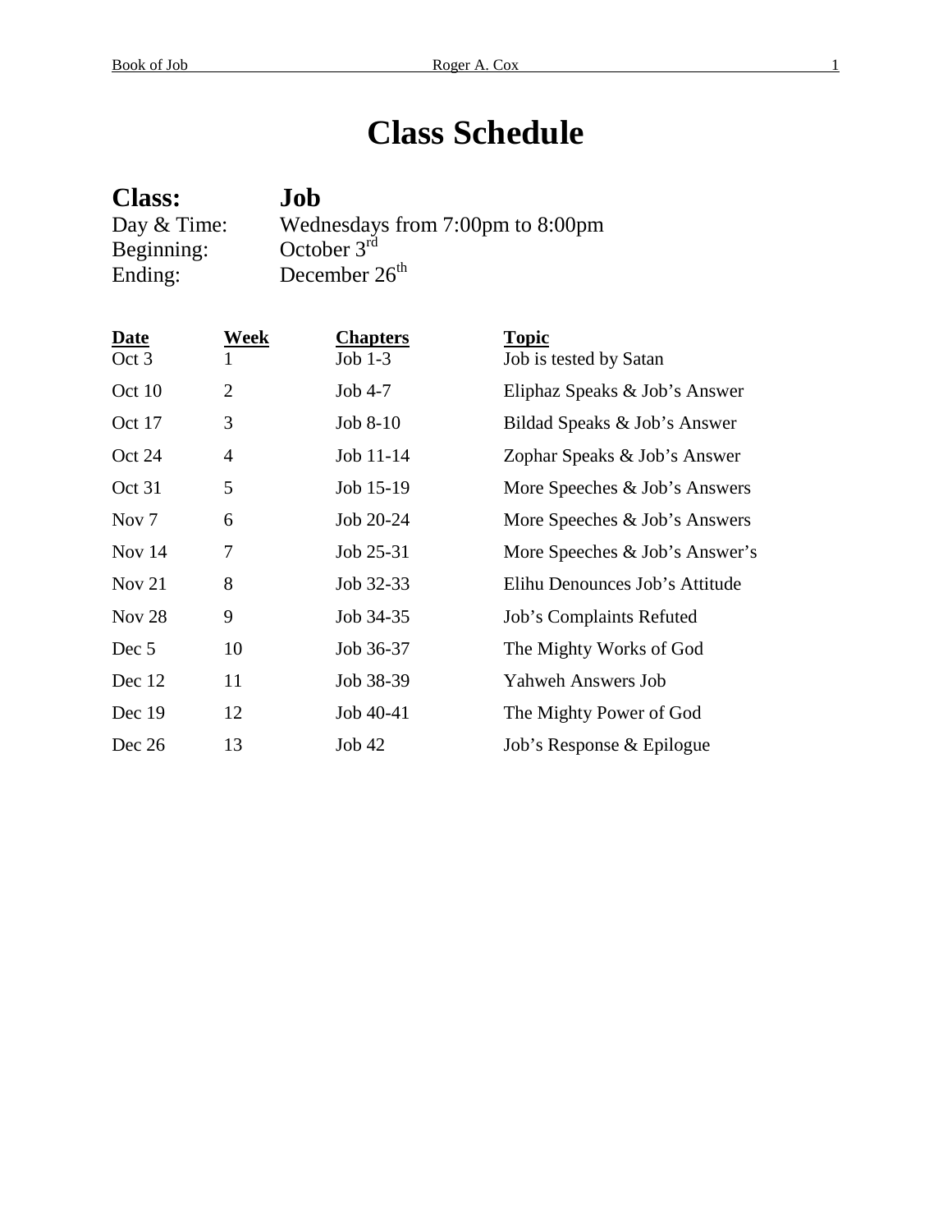# Class Schedule

**Class:** **Job**
Day & Time: Wednesdays from 7:00pm to 8:00pm
Beginning: October 3rd
Ending: December 26th

| Date | Week | Chapters | Topic |
|---|---|---|---|
| Oct 3 | 1 | Job 1-3 | Job is tested by Satan |
| Oct 10 | 2 | Job 4-7 | Eliphaz Speaks & Job's Answer |
| Oct 17 | 3 | Job 8-10 | Bildad Speaks & Job's Answer |
| Oct 24 | 4 | Job 11-14 | Zophar Speaks & Job's Answer |
| Oct 31 | 5 | Job 15-19 | More Speeches & Job's Answers |
| Nov 7 | 6 | Job 20-24 | More Speeches & Job's Answers |
| Nov 14 | 7 | Job 25-31 | More Speeches & Job's Answer's |
| Nov 21 | 8 | Job 32-33 | Elihu Denounces Job's Attitude |
| Nov 28 | 9 | Job 34-35 | Job's Complaints Refuted |
| Dec 5 | 10 | Job 36-37 | The Mighty Works of God |
| Dec 12 | 11 | Job 38-39 | Yahweh Answers Job |
| Dec 19 | 12 | Job 40-41 | The Mighty Power of God |
| Dec 26 | 13 | Job 42 | Job's Response & Epilogue |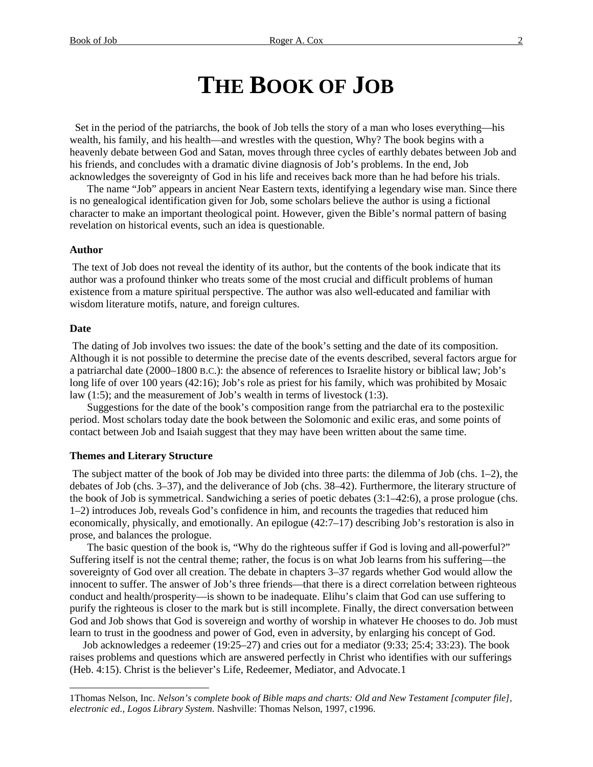# THE BOOK OF JOB

Set in the period of the patriarchs, the book of Job tells the story of a man who loses everything—his wealth, his family, and his health—and wrestles with the question, Why? The book begins with a heavenly debate between God and Satan, moves through three cycles of earthly debates between Job and his friends, and concludes with a dramatic divine diagnosis of Job's problems. In the end, Job acknowledges the sovereignty of God in his life and receives back more than he had before his trials.

The name "Job" appears in ancient Near Eastern texts, identifying a legendary wise man. Since there is no genealogical identification given for Job, some scholars believe the author is using a fictional character to make an important theological point. However, given the Bible's normal pattern of basing revelation on historical events, such an idea is questionable.

### Author

The text of Job does not reveal the identity of its author, but the contents of the book indicate that its author was a profound thinker who treats some of the most crucial and difficult problems of human existence from a mature spiritual perspective. The author was also well-educated and familiar with wisdom literature motifs, nature, and foreign cultures.

### Date

The dating of Job involves two issues: the date of the book's setting and the date of its composition. Although it is not possible to determine the precise date of the events described, several factors argue for a patriarchal date (2000–1800 B.C.): the absence of references to Israelite history or biblical law; Job's long life of over 100 years (42:16); Job's role as priest for his family, which was prohibited by Mosaic law (1:5); and the measurement of Job's wealth in terms of livestock (1:3).

Suggestions for the date of the book's composition range from the patriarchal era to the postexilic period. Most scholars today date the book between the Solomonic and exilic eras, and some points of contact between Job and Isaiah suggest that they may have been written about the same time.

### Themes and Literary Structure

The subject matter of the book of Job may be divided into three parts: the dilemma of Job (chs. 1–2), the debates of Job (chs. 3–37), and the deliverance of Job (chs. 38–42). Furthermore, the literary structure of the book of Job is symmetrical. Sandwiching a series of poetic debates (3:1–42:6), a prose prologue (chs. 1–2) introduces Job, reveals God's confidence in him, and recounts the tragedies that reduced him economically, physically, and emotionally. An epilogue (42:7–17) describing Job's restoration is also in prose, and balances the prologue.

The basic question of the book is, "Why do the righteous suffer if God is loving and all-powerful?" Suffering itself is not the central theme; rather, the focus is on what Job learns from his suffering—the sovereignty of God over all creation. The debate in chapters 3–37 regards whether God would allow the innocent to suffer. The answer of Job's three friends—that there is a direct correlation between righteous conduct and health/prosperity—is shown to be inadequate. Elihu's claim that God can use suffering to purify the righteous is closer to the mark but is still incomplete. Finally, the direct conversation between God and Job shows that God is sovereign and worthy of worship in whatever He chooses to do. Job must learn to trust in the goodness and power of God, even in adversity, by enlarging his concept of God.

Job acknowledges a redeemer (19:25–27) and cries out for a mediator (9:33; 25:4; 33:23). The book raises problems and questions which are answered perfectly in Christ who identifies with our sufferings (Heb. 4:15). Christ is the believer's Life, Redeemer, Mediator, and Advocate.[1]

---

[1] Thomas Nelson, Inc. *Nelson's complete book of Bible maps and charts: Old and New Testament [computer file], electronic ed., Logos Library System.* Nashville: Thomas Nelson, 1997, c1996.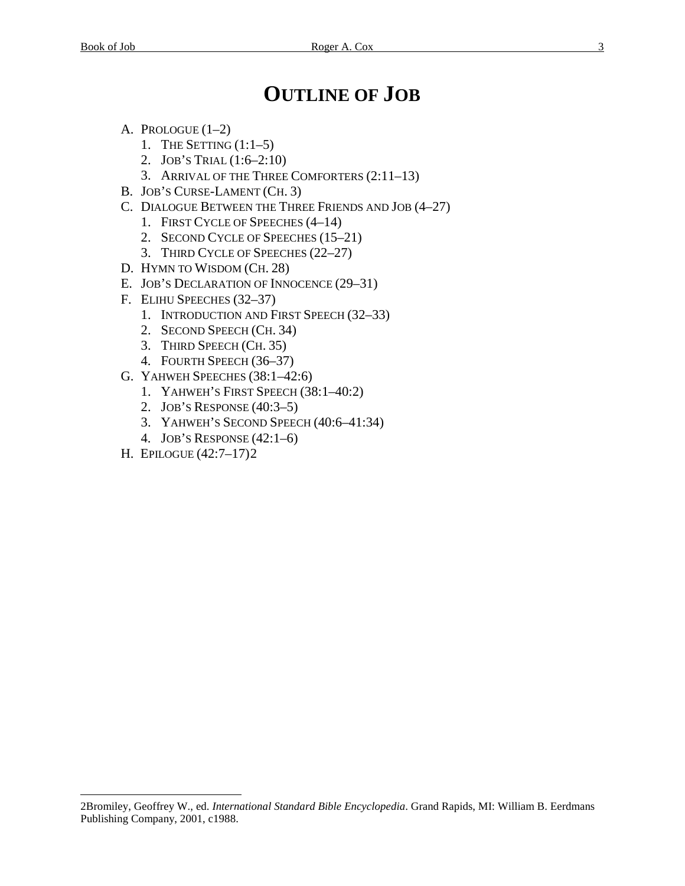# Outline of Job

A. Prologue (1–2)
   1. The Setting (1:1–5)
   2. Job's Trial (1:6–2:10)
   3. Arrival of the Three Comforters (2:11–13)

B. Job's Curse-Lament (Ch. 3)

C. Dialogue Between the Three Friends and Job (4–27)
   1. First Cycle of Speeches (4–14)
   2. Second Cycle of Speeches (15–21)
   3. Third Cycle of Speeches (22–27)

D. Hymn to Wisdom (Ch. 28)

E. Job's Declaration of Innocence (29–31)

F. Elihu Speeches (32–37)
   1. Introduction and First Speech (32–33)
   2. Second Speech (Ch. 34)
   3. Third Speech (Ch. 35)
   4. Fourth Speech (36–37)

G. Yahweh Speeches (38:1–42:6)
   1. Yahweh's First Speech (38:1–40:2)
   2. Job's Response (40:3–5)
   3. Yahweh's Second Speech (40:6–41:34)
   4. Job's Response (42:1–6)

H. Epilogue (42:7–17)[2]

---

[2] Bromiley, Geoffrey W., ed. *International Standard Bible Encyclopedia*. Grand Rapids, MI: William B. Eerdmans Publishing Company, 2001, c1988.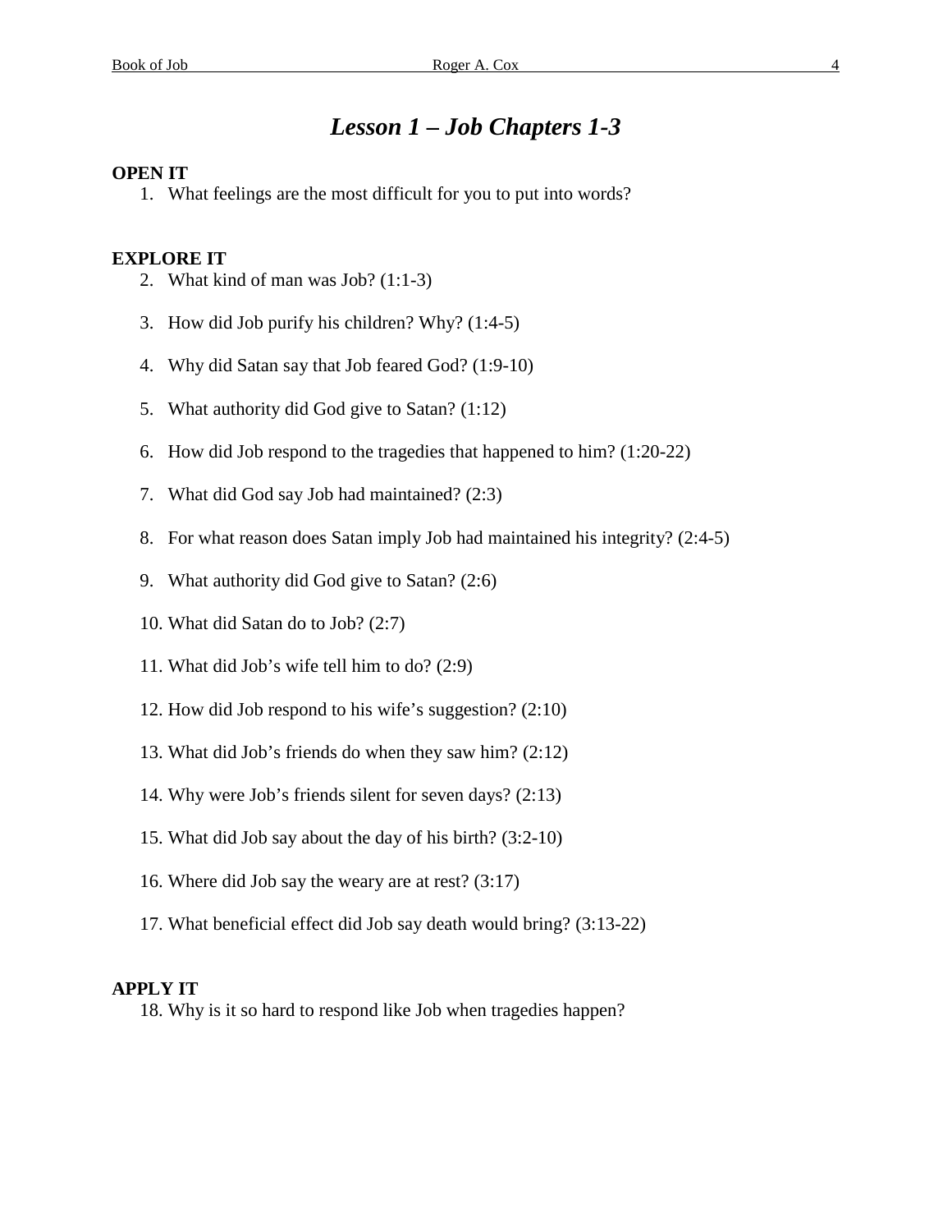# *Lesson 1 – Job Chapters 1-3*

**OPEN IT**

1. What feelings are the most difficult for you to put into words?

**EXPLORE IT**

2. What kind of man was Job? (1:1-3)
3. How did Job purify his children? Why? (1:4-5)
4. Why did Satan say that Job feared God? (1:9-10)
5. What authority did God give to Satan? (1:12)
6. How did Job respond to the tragedies that happened to him? (1:20-22)
7. What did God say Job had maintained? (2:3)
8. For what reason does Satan imply Job had maintained his integrity? (2:4-5)
9. What authority did God give to Satan? (2:6)
10. What did Satan do to Job? (2:7)
11. What did Job's wife tell him to do? (2:9)
12. How did Job respond to his wife's suggestion? (2:10)
13. What did Job's friends do when they saw him? (2:12)
14. Why were Job's friends silent for seven days? (2:13)
15. What did Job say about the day of his birth? (3:2-10)
16. Where did Job say the weary are at rest? (3:17)
17. What beneficial effect did Job say death would bring? (3:13-22)

**APPLY IT**

18. Why is it so hard to respond like Job when tragedies happen?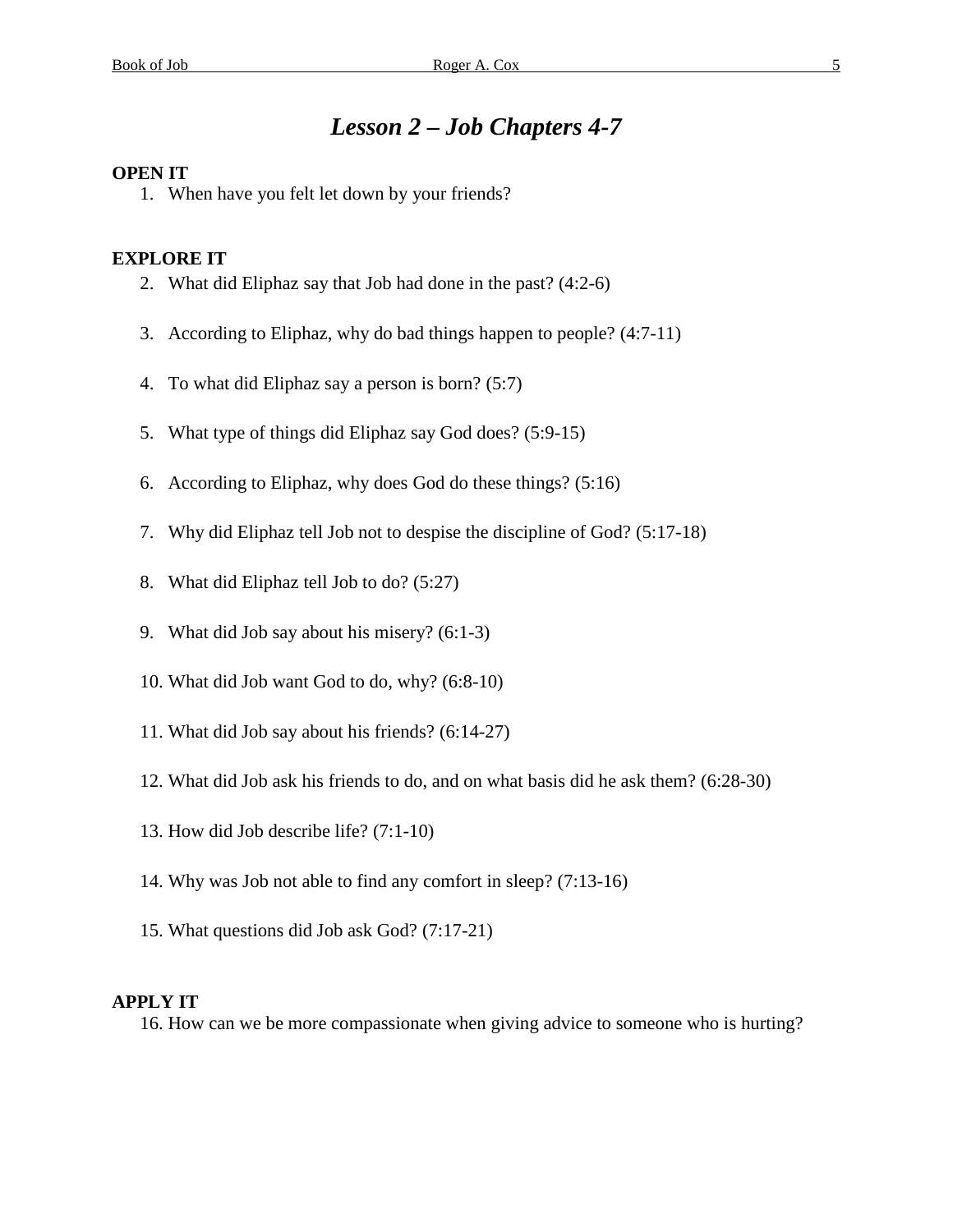# *Lesson 2 – Job Chapters 4-7*

**OPEN IT**

1. When have you felt let down by your friends?

**EXPLORE IT**

2. What did Eliphaz say that Job had done in the past? (4:2-6)
3. According to Eliphaz, why do bad things happen to people? (4:7-11)
4. To what did Eliphaz say a person is born? (5:7)
5. What type of things did Eliphaz say God does? (5:9-15)
6. According to Eliphaz, why does God do these things? (5:16)
7. Why did Eliphaz tell Job not to despise the discipline of God? (5:17-18)
8. What did Eliphaz tell Job to do? (5:27)
9. What did Job say about his misery? (6:1-3)
10. What did Job want God to do, why? (6:8-10)
11. What did Job say about his friends? (6:14-27)
12. What did Job ask his friends to do, and on what basis did he ask them? (6:28-30)
13. How did Job describe life? (7:1-10)
14. Why was Job not able to find any comfort in sleep? (7:13-16)
15. What questions did Job ask God? (7:17-21)

**APPLY IT**

16. How can we be more compassionate when giving advice to someone who is hurting?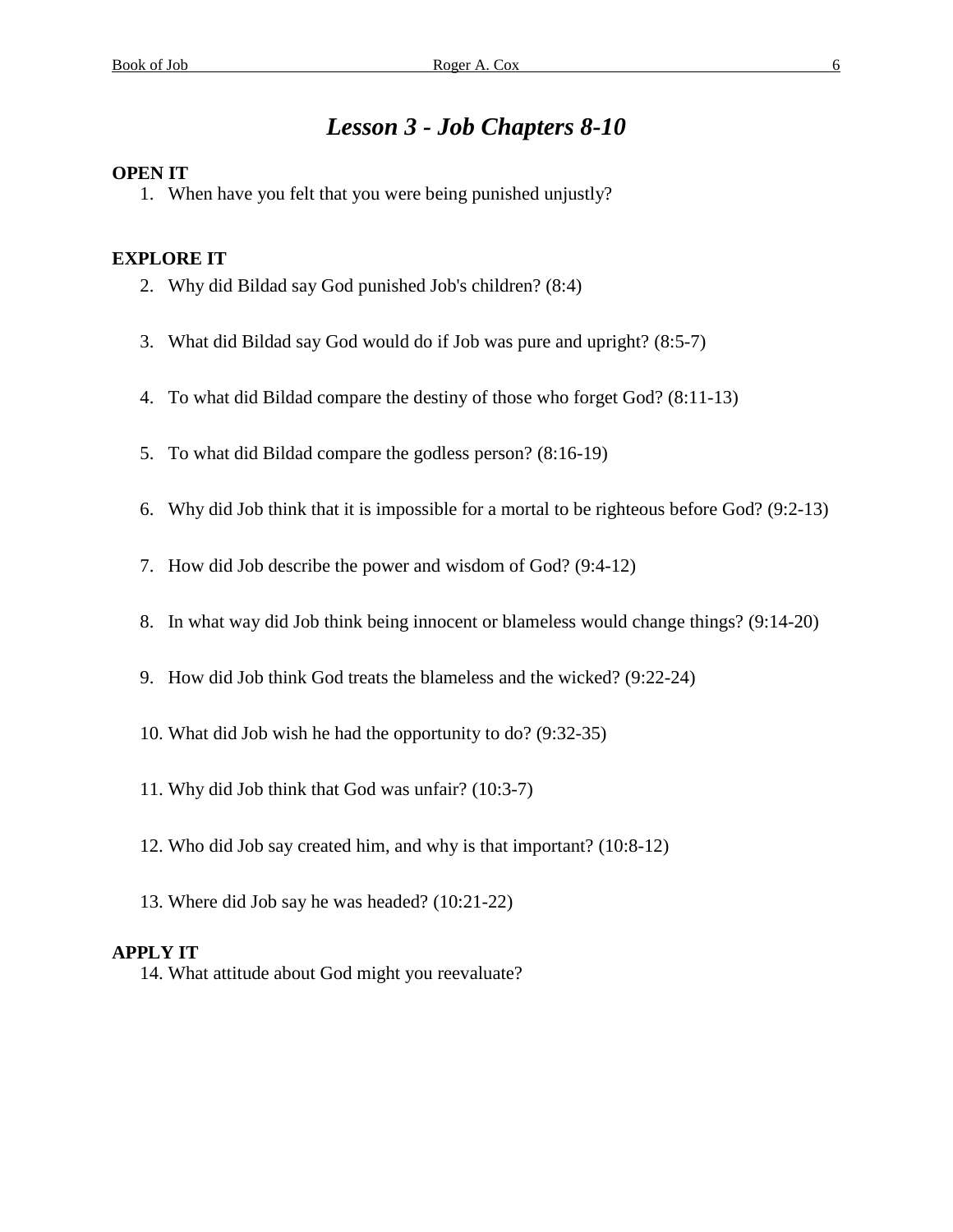# *Lesson 3 - Job Chapters 8-10*

**OPEN IT**

1. When have you felt that you were being punished unjustly?

**EXPLORE IT**

2. Why did Bildad say God punished Job's children? (8:4)
3. What did Bildad say God would do if Job was pure and upright? (8:5-7)
4. To what did Bildad compare the destiny of those who forget God? (8:11-13)
5. To what did Bildad compare the godless person? (8:16-19)
6. Why did Job think that it is impossible for a mortal to be righteous before God? (9:2-13)
7. How did Job describe the power and wisdom of God? (9:4-12)
8. In what way did Job think being innocent or blameless would change things? (9:14-20)
9. How did Job think God treats the blameless and the wicked? (9:22-24)
10. What did Job wish he had the opportunity to do? (9:32-35)
11. Why did Job think that God was unfair? (10:3-7)
12. Who did Job say created him, and why is that important? (10:8-12)
13. Where did Job say he was headed? (10:21-22)

**APPLY IT**

14. What attitude about God might you reevaluate?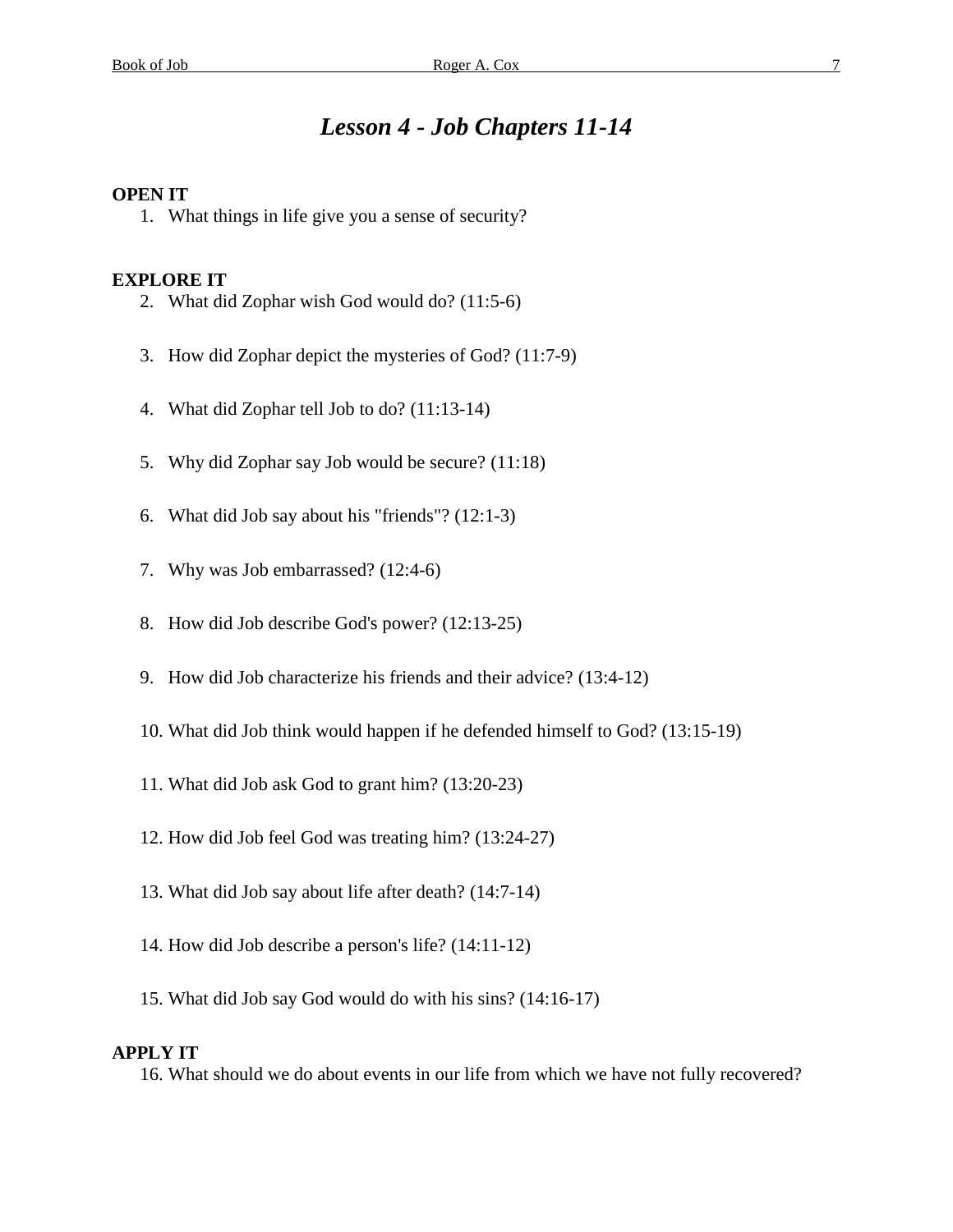# *Lesson 4 - Job Chapters 11-14*

**OPEN IT**

1. What things in life give you a sense of security?

**EXPLORE IT**

2. What did Zophar wish God would do? (11:5-6)
3. How did Zophar depict the mysteries of God? (11:7-9)
4. What did Zophar tell Job to do? (11:13-14)
5. Why did Zophar say Job would be secure? (11:18)
6. What did Job say about his "friends"? (12:1-3)
7. Why was Job embarrassed? (12:4-6)
8. How did Job describe God's power? (12:13-25)
9. How did Job characterize his friends and their advice? (13:4-12)
10. What did Job think would happen if he defended himself to God? (13:15-19)
11. What did Job ask God to grant him? (13:20-23)
12. How did Job feel God was treating him? (13:24-27)
13. What did Job say about life after death? (14:7-14)
14. How did Job describe a person's life? (14:11-12)
15. What did Job say God would do with his sins? (14:16-17)

**APPLY IT**

16. What should we do about events in our life from which we have not fully recovered?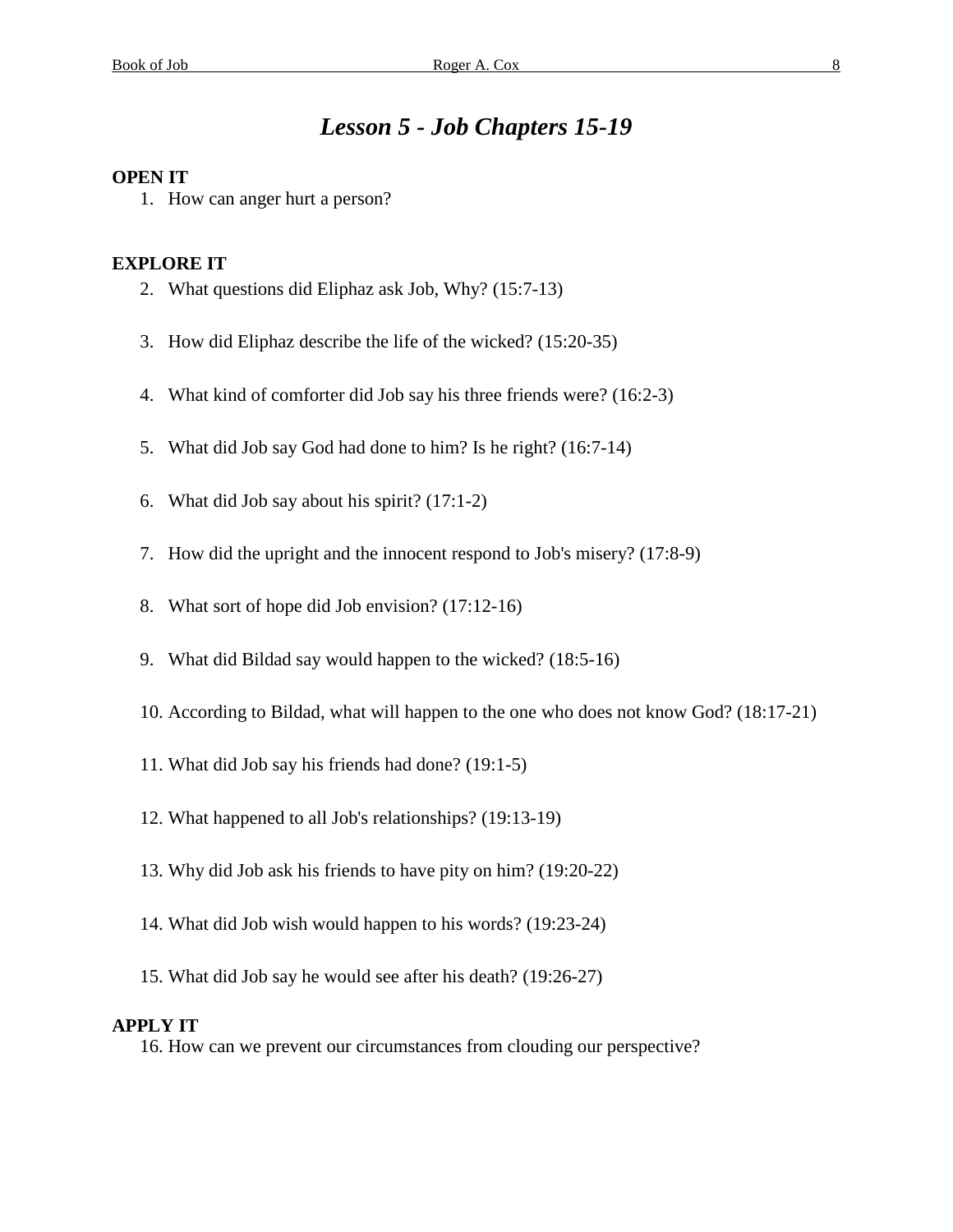# *Lesson 5 - Job Chapters 15-19*

**OPEN IT**

1. How can anger hurt a person?

**EXPLORE IT**

2. What questions did Eliphaz ask Job, Why? (15:7-13)
3. How did Eliphaz describe the life of the wicked? (15:20-35)
4. What kind of comforter did Job say his three friends were? (16:2-3)
5. What did Job say God had done to him? Is he right? (16:7-14)
6. What did Job say about his spirit? (17:1-2)
7. How did the upright and the innocent respond to Job's misery? (17:8-9)
8. What sort of hope did Job envision? (17:12-16)
9. What did Bildad say would happen to the wicked? (18:5-16)
10. According to Bildad, what will happen to the one who does not know God? (18:17-21)
11. What did Job say his friends had done? (19:1-5)
12. What happened to all Job's relationships? (19:13-19)
13. Why did Job ask his friends to have pity on him? (19:20-22)
14. What did Job wish would happen to his words? (19:23-24)
15. What did Job say he would see after his death? (19:26-27)

**APPLY IT**

16. How can we prevent our circumstances from clouding our perspective?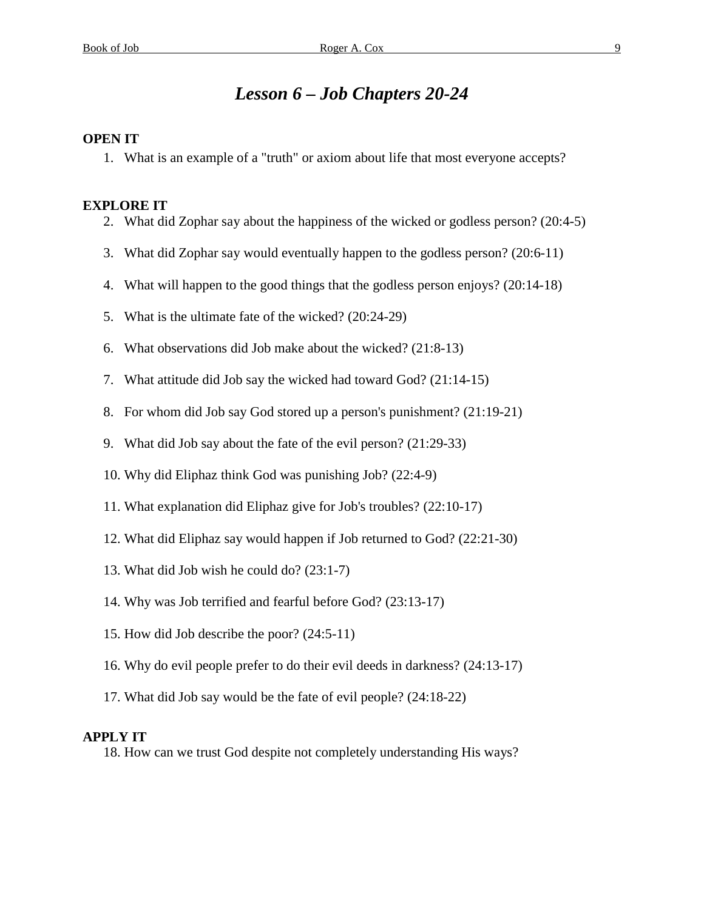# *Lesson 6 – Job Chapters 20-24*

**OPEN IT**

1. What is an example of a "truth" or axiom about life that most everyone accepts?

**EXPLORE IT**

2. What did Zophar say about the happiness of the wicked or godless person? (20:4-5)
3. What did Zophar say would eventually happen to the godless person? (20:6-11)
4. What will happen to the good things that the godless person enjoys? (20:14-18)
5. What is the ultimate fate of the wicked? (20:24-29)
6. What observations did Job make about the wicked? (21:8-13)
7. What attitude did Job say the wicked had toward God? (21:14-15)
8. For whom did Job say God stored up a person's punishment? (21:19-21)
9. What did Job say about the fate of the evil person? (21:29-33)
10. Why did Eliphaz think God was punishing Job? (22:4-9)
11. What explanation did Eliphaz give for Job's troubles? (22:10-17)
12. What did Eliphaz say would happen if Job returned to God? (22:21-30)
13. What did Job wish he could do? (23:1-7)
14. Why was Job terrified and fearful before God? (23:13-17)
15. How did Job describe the poor? (24:5-11)
16. Why do evil people prefer to do their evil deeds in darkness? (24:13-17)
17. What did Job say would be the fate of evil people? (24:18-22)

**APPLY IT**

18. How can we trust God despite not completely understanding His ways?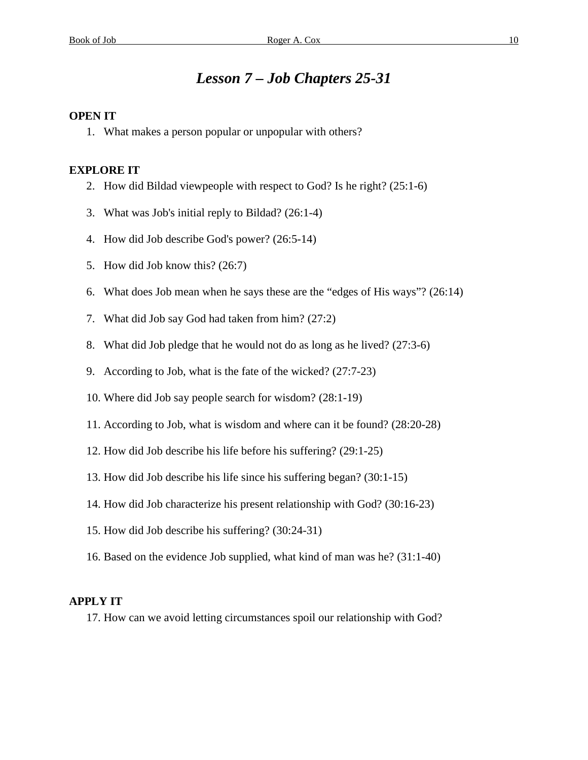# *Lesson 7 – Job Chapters 25-31*

**OPEN IT**

1. What makes a person popular or unpopular with others?

**EXPLORE IT**

2. How did Bildad viewpeople with respect to God? Is he right? (25:1-6)
3. What was Job's initial reply to Bildad? (26:1-4)
4. How did Job describe God's power? (26:5-14)
5. How did Job know this? (26:7)
6. What does Job mean when he says these are the "edges of His ways"? (26:14)
7. What did Job say God had taken from him? (27:2)
8. What did Job pledge that he would not do as long as he lived? (27:3-6)
9. According to Job, what is the fate of the wicked? (27:7-23)
10. Where did Job say people search for wisdom? (28:1-19)
11. According to Job, what is wisdom and where can it be found? (28:20-28)
12. How did Job describe his life before his suffering? (29:1-25)
13. How did Job describe his life since his suffering began? (30:1-15)
14. How did Job characterize his present relationship with God? (30:16-23)
15. How did Job describe his suffering? (30:24-31)
16. Based on the evidence Job supplied, what kind of man was he? (31:1-40)

**APPLY IT**

17. How can we avoid letting circumstances spoil our relationship with God?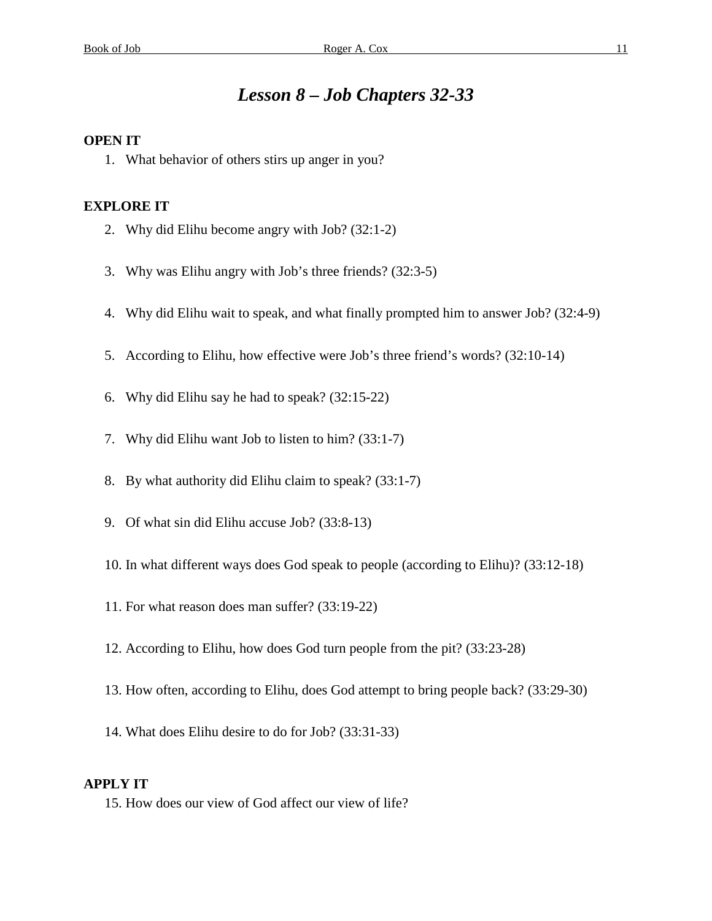# *Lesson 8 – Job Chapters 32-33*

**OPEN IT**

1. What behavior of others stirs up anger in you?

**EXPLORE IT**

2. Why did Elihu become angry with Job? (32:1-2)
3. Why was Elihu angry with Job's three friends? (32:3-5)
4. Why did Elihu wait to speak, and what finally prompted him to answer Job? (32:4-9)
5. According to Elihu, how effective were Job's three friend's words? (32:10-14)
6. Why did Elihu say he had to speak? (32:15-22)
7. Why did Elihu want Job to listen to him? (33:1-7)
8. By what authority did Elihu claim to speak? (33:1-7)
9. Of what sin did Elihu accuse Job? (33:8-13)
10. In what different ways does God speak to people (according to Elihu)? (33:12-18)
11. For what reason does man suffer? (33:19-22)
12. According to Elihu, how does God turn people from the pit? (33:23-28)
13. How often, according to Elihu, does God attempt to bring people back? (33:29-30)
14. What does Elihu desire to do for Job? (33:31-33)

**APPLY IT**

15. How does our view of God affect our view of life?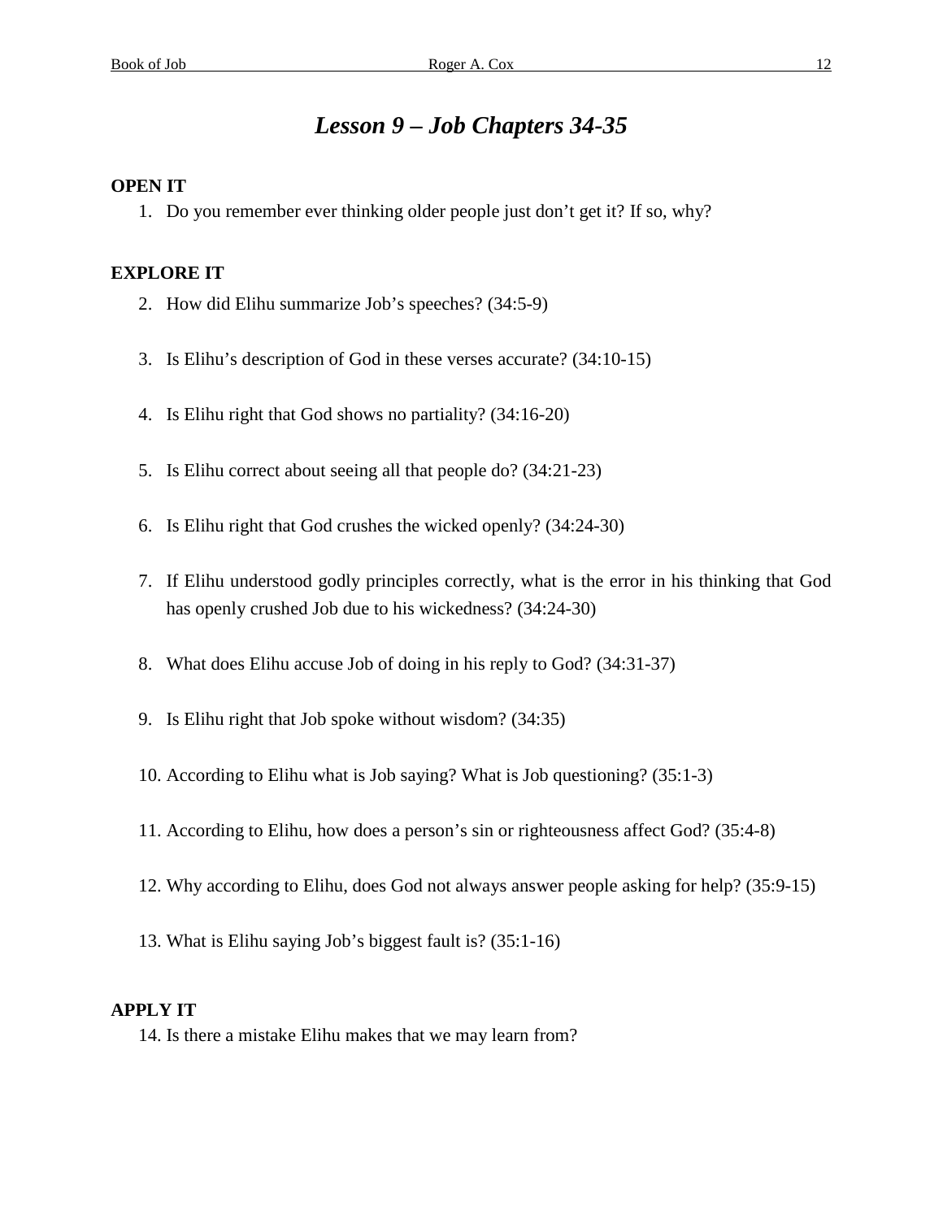# *Lesson 9 – Job Chapters 34-35*

**OPEN IT**

1. Do you remember ever thinking older people just don't get it? If so, why?

**EXPLORE IT**

2. How did Elihu summarize Job's speeches? (34:5-9)
3. Is Elihu's description of God in these verses accurate? (34:10-15)
4. Is Elihu right that God shows no partiality? (34:16-20)
5. Is Elihu correct about seeing all that people do? (34:21-23)
6. Is Elihu right that God crushes the wicked openly? (34:24-30)
7. If Elihu understood godly principles correctly, what is the error in his thinking that God has openly crushed Job due to his wickedness? (34:24-30)
8. What does Elihu accuse Job of doing in his reply to God? (34:31-37)
9. Is Elihu right that Job spoke without wisdom? (34:35)
10. According to Elihu what is Job saying? What is Job questioning? (35:1-3)
11. According to Elihu, how does a person's sin or righteousness affect God? (35:4-8)
12. Why according to Elihu, does God not always answer people asking for help? (35:9-15)
13. What is Elihu saying Job's biggest fault is? (35:1-16)

**APPLY IT**

14. Is there a mistake Elihu makes that we may learn from?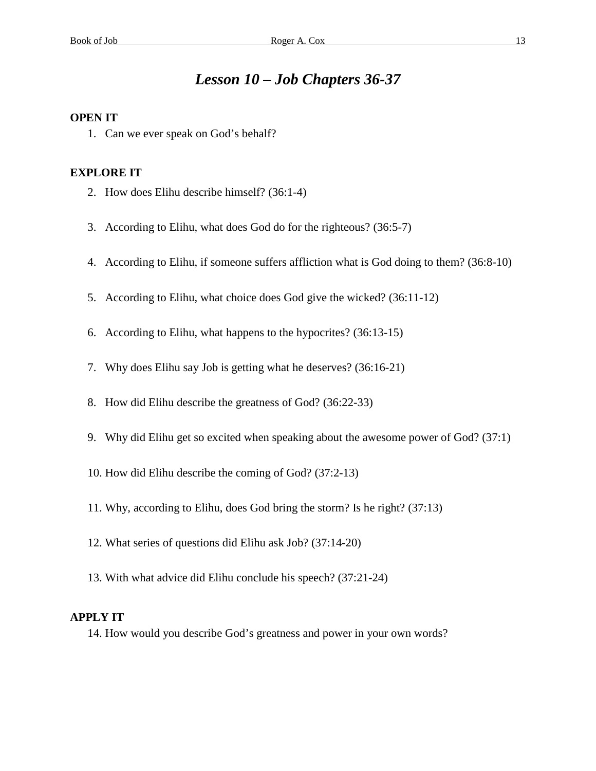# *Lesson 10 – Job Chapters 36-37*

**OPEN IT**

1. Can we ever speak on God's behalf?

**EXPLORE IT**

2. How does Elihu describe himself? (36:1-4)
3. According to Elihu, what does God do for the righteous? (36:5-7)
4. According to Elihu, if someone suffers affliction what is God doing to them? (36:8-10)
5. According to Elihu, what choice does God give the wicked? (36:11-12)
6. According to Elihu, what happens to the hypocrites? (36:13-15)
7. Why does Elihu say Job is getting what he deserves? (36:16-21)
8. How did Elihu describe the greatness of God? (36:22-33)
9. Why did Elihu get so excited when speaking about the awesome power of God? (37:1)
10. How did Elihu describe the coming of God? (37:2-13)
11. Why, according to Elihu, does God bring the storm? Is he right? (37:13)
12. What series of questions did Elihu ask Job? (37:14-20)
13. With what advice did Elihu conclude his speech? (37:21-24)

**APPLY IT**

14. How would you describe God's greatness and power in your own words?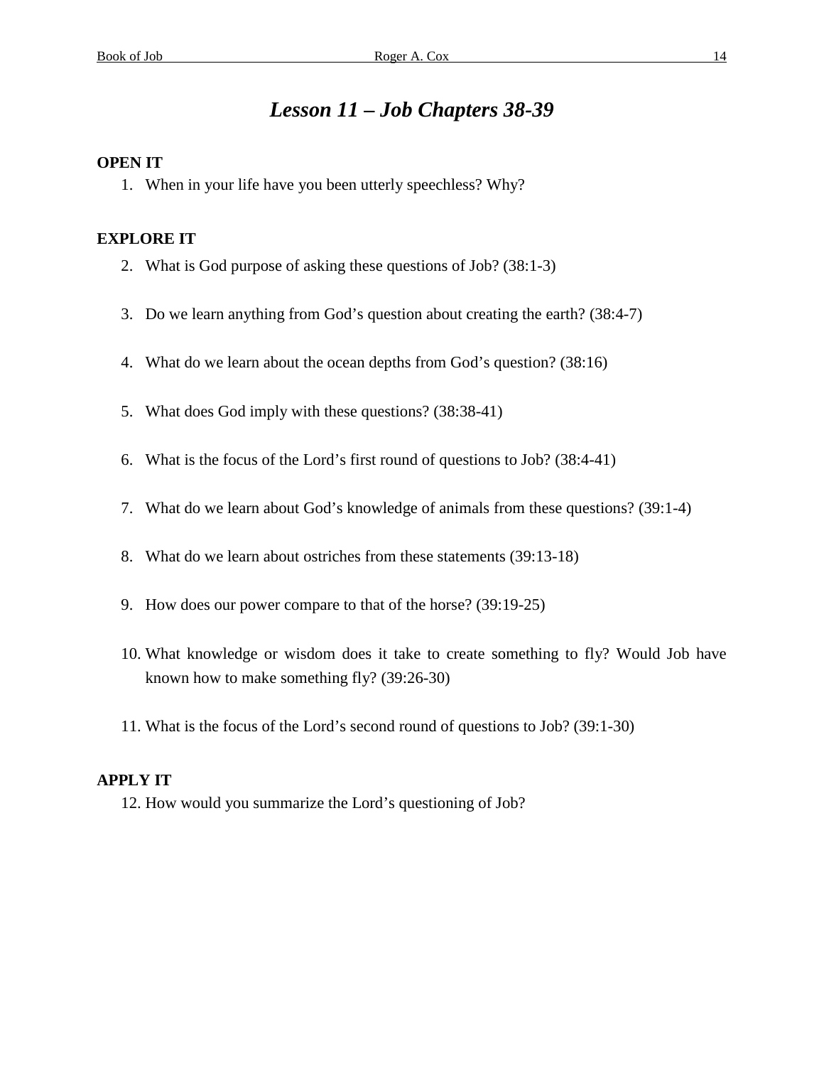# *Lesson 11 – Job Chapters 38-39*

**OPEN IT**

1. When in your life have you been utterly speechless? Why?

**EXPLORE IT**

2. What is God purpose of asking these questions of Job? (38:1-3)

3. Do we learn anything from God's question about creating the earth? (38:4-7)

4. What do we learn about the ocean depths from God's question? (38:16)

5. What does God imply with these questions? (38:38-41)

6. What is the focus of the Lord's first round of questions to Job? (38:4-41)

7. What do we learn about God's knowledge of animals from these questions? (39:1-4)

8. What do we learn about ostriches from these statements (39:13-18)

9. How does our power compare to that of the horse? (39:19-25)

10. What knowledge or wisdom does it take to create something to fly? Would Job have known how to make something fly? (39:26-30)

11. What is the focus of the Lord's second round of questions to Job? (39:1-30)

**APPLY IT**

12. How would you summarize the Lord's questioning of Job?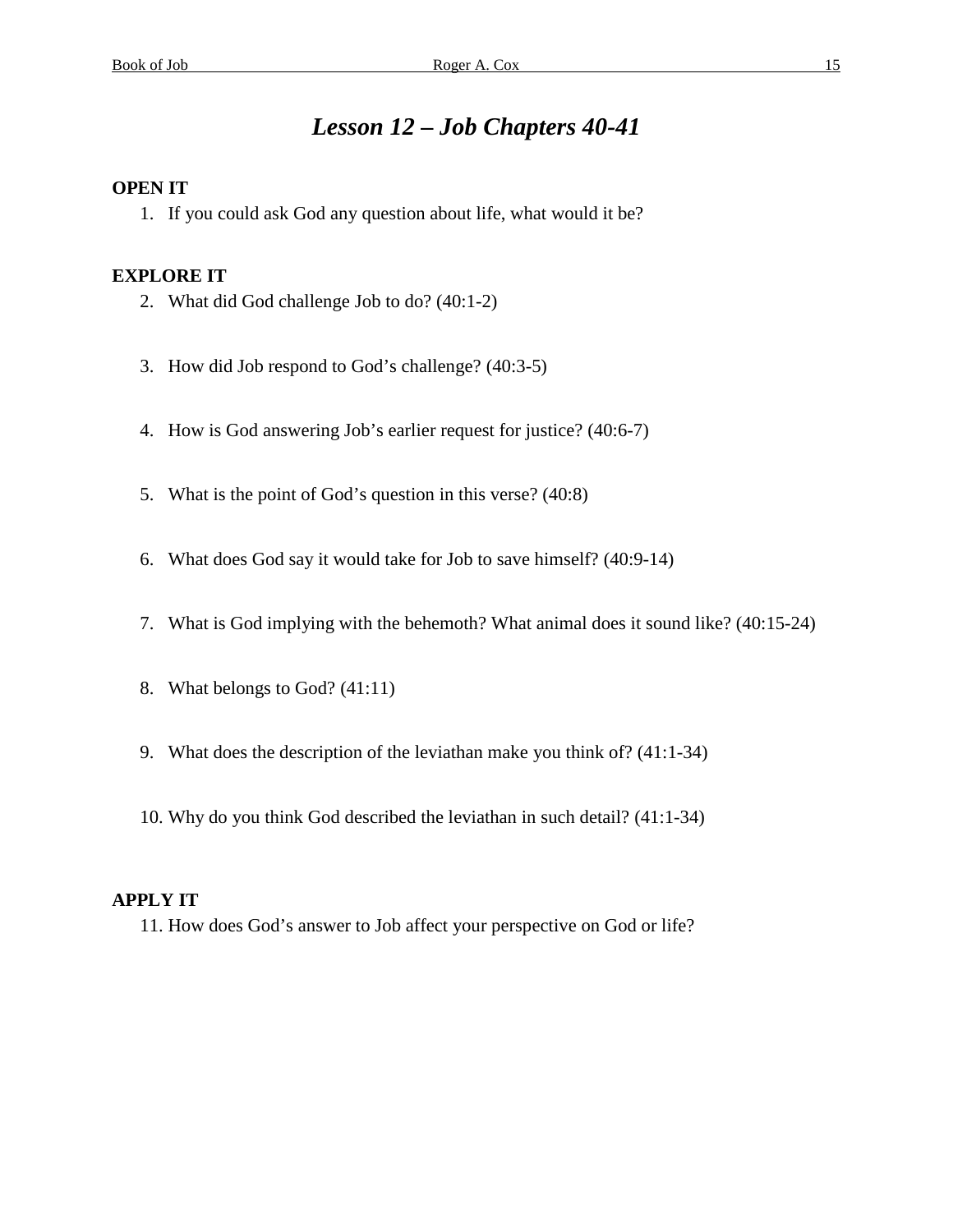# *Lesson 12 – Job Chapters 40-41*

**OPEN IT**

1. If you could ask God any question about life, what would it be?

**EXPLORE IT**

2. What did God challenge Job to do? (40:1-2)
3. How did Job respond to God's challenge? (40:3-5)
4. How is God answering Job's earlier request for justice? (40:6-7)
5. What is the point of God's question in this verse? (40:8)
6. What does God say it would take for Job to save himself? (40:9-14)
7. What is God implying with the behemoth? What animal does it sound like? (40:15-24)
8. What belongs to God? (41:11)
9. What does the description of the leviathan make you think of? (41:1-34)
10. Why do you think God described the leviathan in such detail? (41:1-34)

**APPLY IT**

11. How does God's answer to Job affect your perspective on God or life?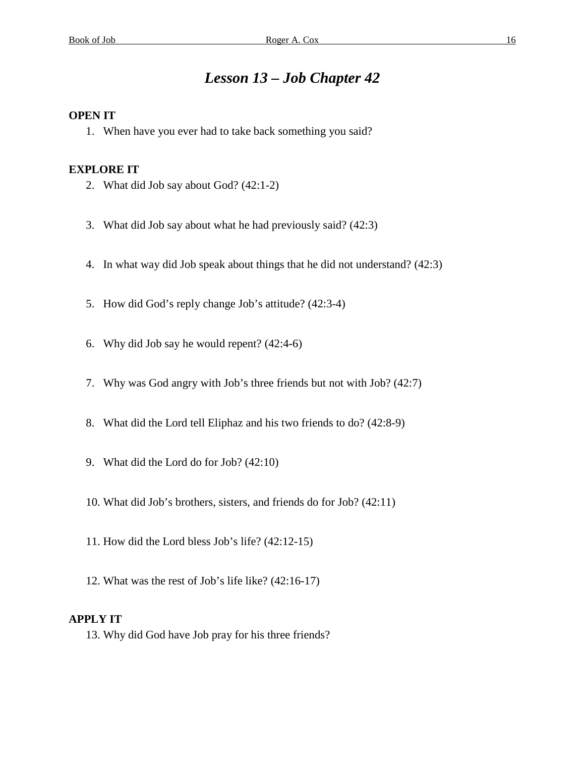# *Lesson 13 – Job Chapter 42*

**OPEN IT**

1. When have you ever had to take back something you said?

**EXPLORE IT**

2. What did Job say about God? (42:1-2)

3. What did Job say about what he had previously said? (42:3)

4. In what way did Job speak about things that he did not understand? (42:3)

5. How did God's reply change Job's attitude? (42:3-4)

6. Why did Job say he would repent? (42:4-6)

7. Why was God angry with Job's three friends but not with Job? (42:7)

8. What did the Lord tell Eliphaz and his two friends to do? (42:8-9)

9. What did the Lord do for Job? (42:10)

10. What did Job's brothers, sisters, and friends do for Job? (42:11)

11. How did the Lord bless Job's life? (42:12-15)

12. What was the rest of Job's life like? (42:16-17)

**APPLY IT**

13. Why did God have Job pray for his three friends?